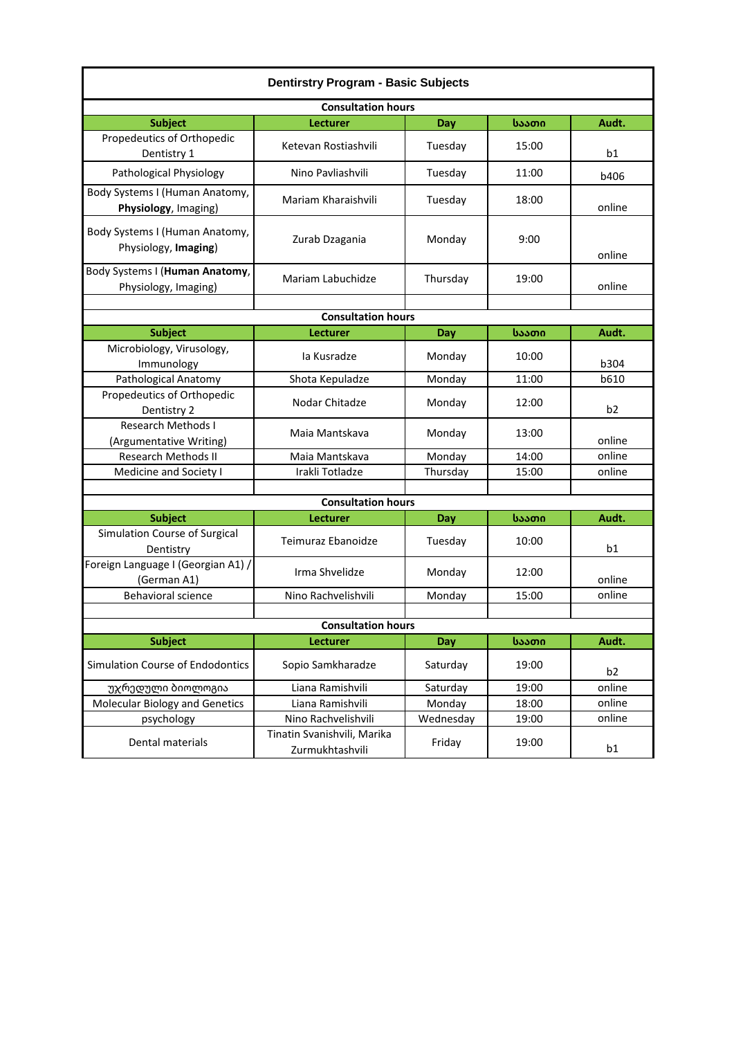# Dentirstry Program - Basic Subjects

**Consultation hours**

| Subject | Lecturer | Day | საათი | Audt. |
|---|---|---|---|---|
| Propedeutics of Orthopedic Dentistry 1 | Ketevan Rostiashvili | Tuesday | 15:00 | b1 |
| Pathological Physiology | Nino Pavliashvili | Tuesday | 11:00 | b406 |
| Body Systems I (Human Anatomy, **Physiology**, Imaging) | Mariam Kharaishvili | Tuesday | 18:00 | online |
| Body Systems I (Human Anatomy, Physiology, **Imaging**) | Zurab Dzagania | Monday | 9:00 | online |
| Body Systems I (**Human Anatomy**, Physiology, Imaging) | Mariam Labuchidze | Thursday | 19:00 | online |

**Consultation hours**

| Subject | Lecturer | Day | საათი | Audt. |
|---|---|---|---|---|
| Microbiology, Virusology, Immunology | Ia Kusradze | Monday | 10:00 | b304 |
| Pathological Anatomy | Shota Kepuladze | Monday | 11:00 | b610 |
| Propedeutics of Orthopedic Dentistry 2 | Nodar Chitadze | Monday | 12:00 | b2 |
| Research Methods I (Argumentative Writing) | Maia Mantskava | Monday | 13:00 | online |
| Research Methods II | Maia Mantskava | Monday | 14:00 | online |
| Medicine and Society I | Irakli Totladze | Thursday | 15:00 | online |

**Consultation hours**

| Subject | Lecturer | Day | საათი | Audt. |
|---|---|---|---|---|
| Simulation Course of Surgical Dentistry | Teimuraz Ebanoidze | Tuesday | 10:00 | b1 |
| Foreign Language I (Georgian A1) / (German A1) | Irma Shvelidze | Monday | 12:00 | online |
| Behavioral science | Nino Rachvelishvili | Monday | 15:00 | online |

**Consultation hours**

| Subject | Lecturer | Day | საათი | Audt. |
|---|---|---|---|---|
| Simulation Course of Endodontics | Sopio Samkharadze | Saturday | 19:00 | b2 |
| უჯრედული ბიოლოგია | Liana Ramishvili | Saturday | 19:00 | online |
| Molecular Biology and Genetics | Liana Ramishvili | Monday | 18:00 | online |
| psychology | Nino Rachvelishvili | Wednesday | 19:00 | online |
| Dental materials | Tinatin Svanishvili, Marika Zurmukhtashvili | Friday | 19:00 | b1 |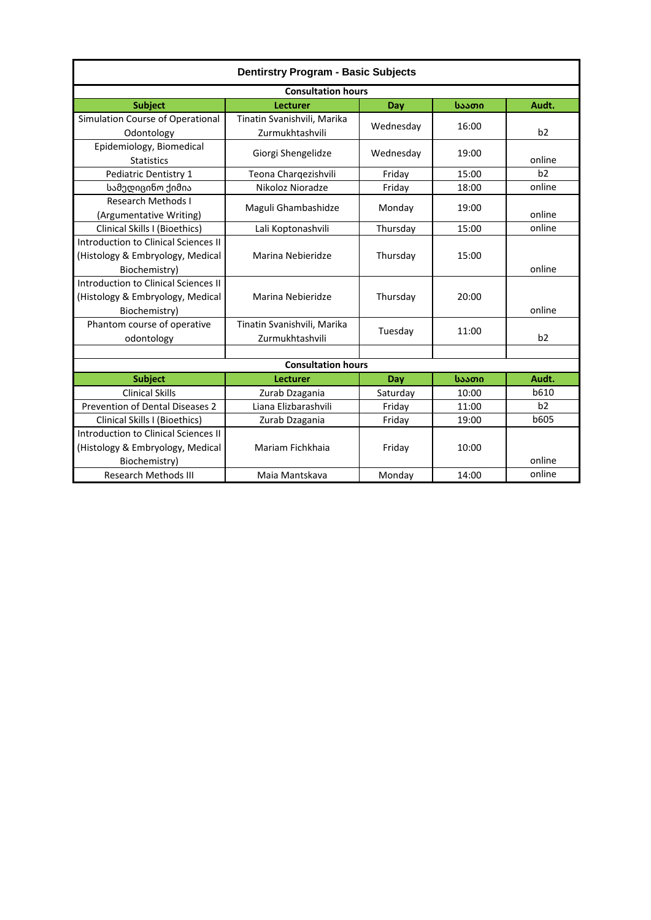## Dentirstry Program - Basic Subjects

| Consultation hours | | | | |
|---|---|---|---|---|
| **Subject** | **Lecturer** | **Day** | **საათი** | **Audt.** |
| Simulation Course of Operational Odontology | Tinatin Svanishvili, Marika Zurmukhtashvili | Wednesday | 16:00 | b2 |
| Epidemiology, Biomedical Statistics | Giorgi Shengelidze | Wednesday | 19:00 | online |
| Pediatric Dentistry 1 | Teona Charqezishvili | Friday | 15:00 | b2 |
| სამედიცინო ქიმია | Nikoloz Nioradze | Friday | 18:00 | online |
| Research Methods I (Argumentative Writing) | Maguli Ghambashidze | Monday | 19:00 | online |
| Clinical Skills I (Bioethics) | Lali Koptonashvili | Thursday | 15:00 | online |
| Introduction to Clinical Sciences II (Histology & Embryology, Medical Biochemistry) | Marina Nebieridze | Thursday | 15:00 | online |
| Introduction to Clinical Sciences II (Histology & Embryology, Medical Biochemistry) | Marina Nebieridze | Thursday | 20:00 | online |
| Phantom course of operative odontology | Tinatin Svanishvili, Marika Zurmukhtashvili | Tuesday | 11:00 | b2 |
| | | | | |

| Consultation hours | | | | |
|---|---|---|---|---|
| **Subject** | **Lecturer** | **Day** | **საათი** | **Audt.** |
| Clinical Skills | Zurab Dzagania | Saturday | 10:00 | b610 |
| Prevention of Dental Diseases 2 | Liana Elizbarashvili | Friday | 11:00 | b2 |
| Clinical Skills I (Bioethics) | Zurab Dzagania | Friday | 19:00 | b605 |
| Introduction to Clinical Sciences II (Histology & Embryology, Medical Biochemistry) | Mariam Fichkhaia | Friday | 10:00 | online |
| Research Methods III | Maia Mantskava | Monday | 14:00 | online |